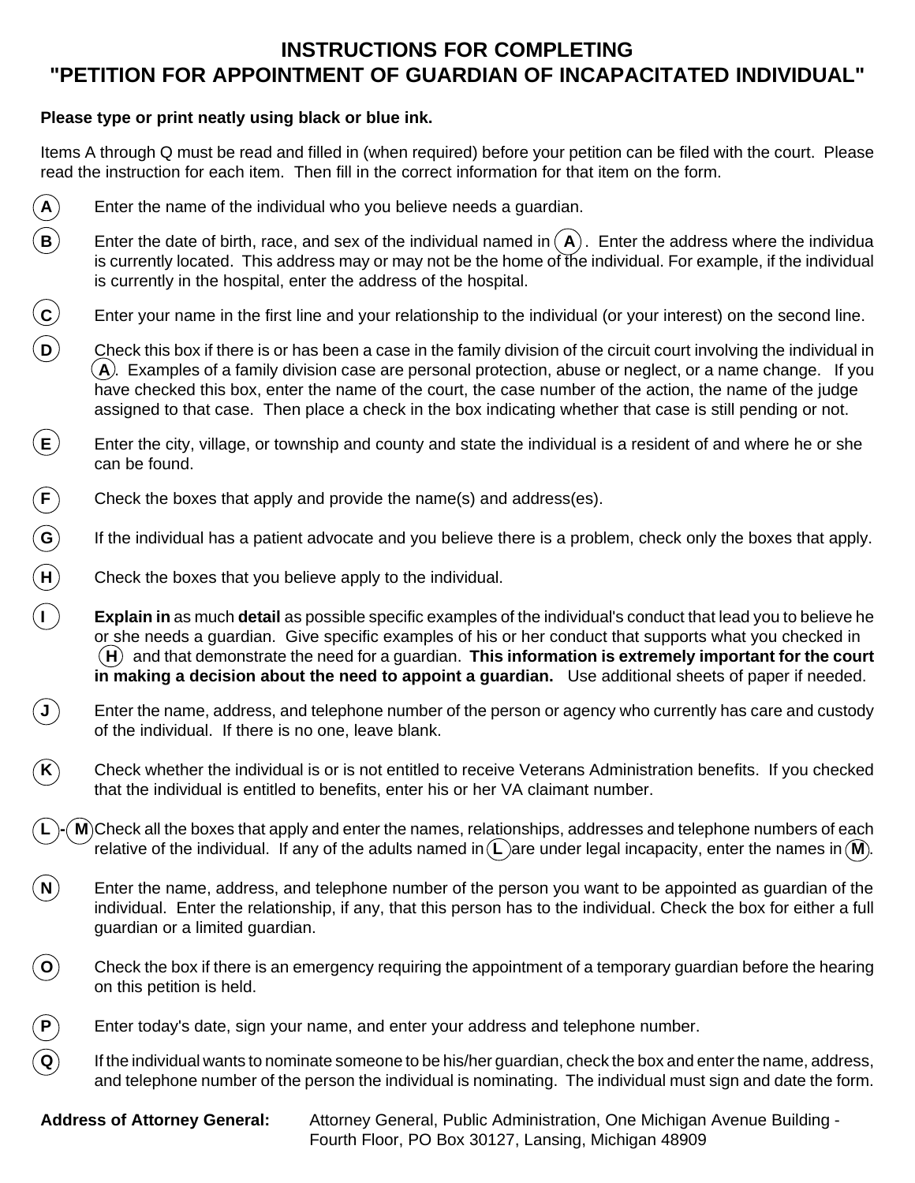# INSTRUCTIONS FOR COMPLETING "PETITION FOR APPOINTMENT OF GUARDIAN OF INCAPACITATED INDIVIDUAL"

**Please type or print neatly using black or blue ink.**

Items A through Q must be read and filled in (when required) before your petition can be filed with the court. Please read the instruction for each item. Then fill in the correct information for that item on the form.

**(A)** Enter the name of the individual who you believe needs a guardian.

**(B)** Enter the date of birth, race, and sex of the individual named in (A). Enter the address where the individua is currently located. This address may or may not be the home of the individual. For example, if the individual is currently in the hospital, enter the address of the hospital.

**(C)** Enter your name in the first line and your relationship to the individual (or your interest) on the second line.

**(D)** Check this box if there is or has been a case in the family division of the circuit court involving the individual in (A). Examples of a family division case are personal protection, abuse or neglect, or a name change. If you have checked this box, enter the name of the court, the case number of the action, the name of the judge assigned to that case. Then place a check in the box indicating whether that case is still pending or not.

**(E)** Enter the city, village, or township and county and state the individual is a resident of and where he or she can be found.

**(F)** Check the boxes that apply and provide the name(s) and address(es).

**(G)** If the individual has a patient advocate and you believe there is a problem, check only the boxes that apply.

**(H)** Check the boxes that you believe apply to the individual.

**(I)** **Explain in** as much **detail** as possible specific examples of the individual's conduct that lead you to believe he or she needs a guardian. Give specific examples of his or her conduct that supports what you checked in (H) and that demonstrate the need for a guardian. **This information is extremely important for the court in making a decision about the need to appoint a guardian.** Use additional sheets of paper if needed.

**(J)** Enter the name, address, and telephone number of the person or agency who currently has care and custody of the individual. If there is no one, leave blank.

**(K)** Check whether the individual is or is not entitled to receive Veterans Administration benefits. If you checked that the individual is entitled to benefits, enter his or her VA claimant number.

**(L)-(M)** Check all the boxes that apply and enter the names, relationships, addresses and telephone numbers of each relative of the individual. If any of the adults named in (L) are under legal incapacity, enter the names in (M).

**(N)** Enter the name, address, and telephone number of the person you want to be appointed as guardian of the individual. Enter the relationship, if any, that this person has to the individual. Check the box for either a full guardian or a limited guardian.

**(O)** Check the box if there is an emergency requiring the appointment of a temporary guardian before the hearing on this petition is held.

**(P)** Enter today's date, sign your name, and enter your address and telephone number.

**(Q)** If the individual wants to nominate someone to be his/her guardian, check the box and enter the name, address, and telephone number of the person the individual is nominating. The individual must sign and date the form.

**Address of Attorney General:** Attorney General, Public Administration, One Michigan Avenue Building - Fourth Floor, PO Box 30127, Lansing, Michigan 48909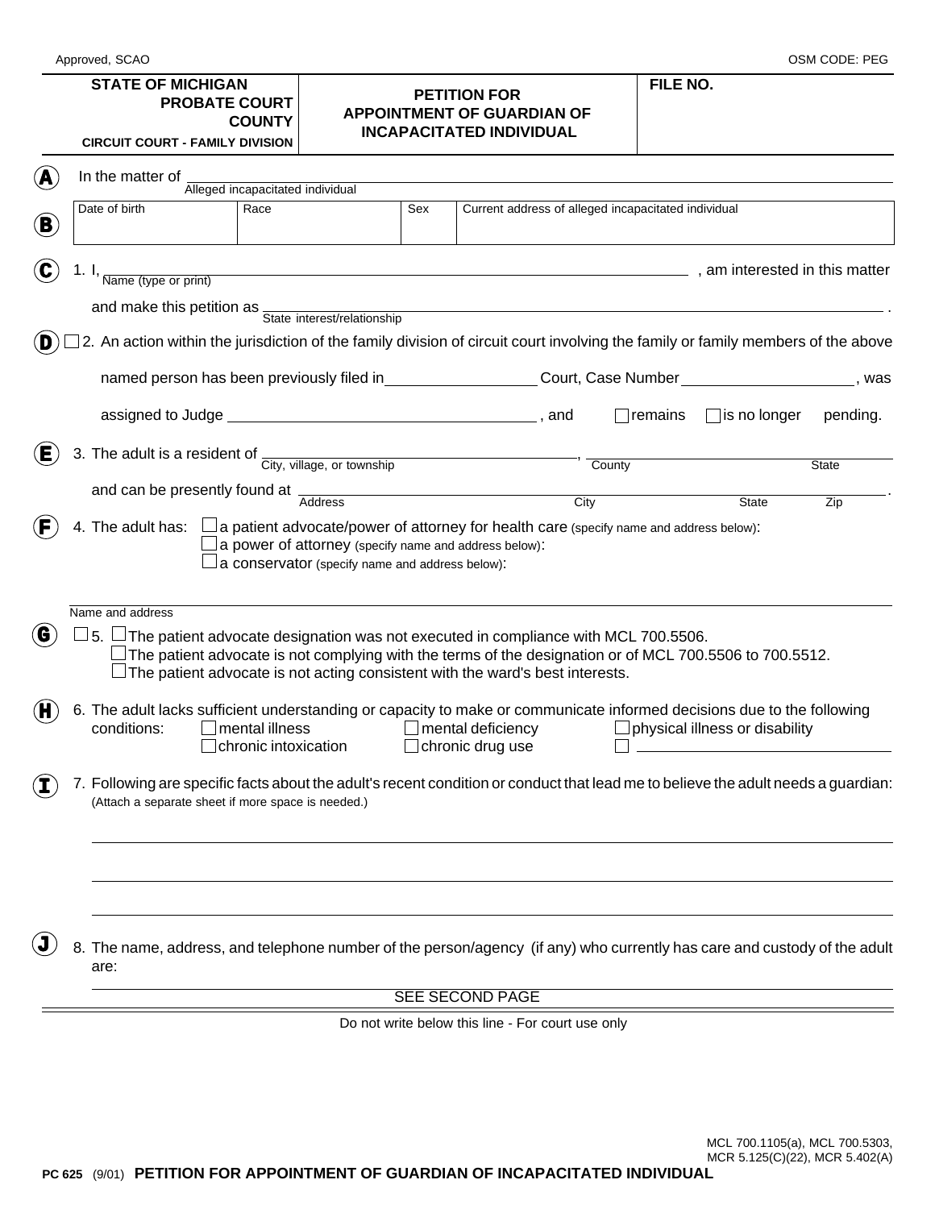Approved, SCAO | OSM CODE: PEG

| STATE OF MICHIGAN PROBATE COURT COUNTY CIRCUIT COURT - FAMILY DIVISION | PETITION FOR APPOINTMENT OF GUARDIAN OF INCAPACITATED INDIVIDUAL | FILE NO. |
|---|---|---|

(A) In the matter of ______________________________
Alleged incapacitated individual

(B)

| Date of birth | Race | Sex | Current address of alleged incapacitated individual |
|---|---|---|---|
| | | | |

(C) 1. I, ______________________________ , am interested in this matter
Name (type or print)

and make this petition as ______________________________ .
State interest/relationship

(D) ☐ 2. An action within the jurisdiction of the family division of circuit court involving the family or family members of the above named person has been previously filed in __________ Court, Case Number __________, was assigned to Judge __________________, and ☐ remains ☐ is no longer pending.

(E) 3. The adult is a resident of ______________________________, ______________ ______________
City, village, or township | County | State

and can be presently found at ______________________________ .
Address | City | State | Zip

(F) 4. The adult has: ☐ a patient advocate/power of attorney for health care (specify name and address below):
☐ a power of attorney (specify name and address below):
☐ a conservator (specify name and address below):

______________________________
Name and address

(G) ☐ 5. ☐ The patient advocate designation was not executed in compliance with MCL 700.5506.
☐ The patient advocate is not complying with the terms of the designation or of MCL 700.5506 to 700.5512.
☐ The patient advocate is not acting consistent with the ward's best interests.

(H) 6. The adult lacks sufficient understanding or capacity to make or communicate informed decisions due to the following conditions: ☐ mental illness ☐ mental deficiency ☐ physical illness or disability ☐ chronic intoxication ☐ chronic drug use ☐ ______________

(I) 7. Following are specific facts about the adult's recent condition or conduct that lead me to believe the adult needs a guardian:
(Attach a separate sheet if more space is needed.)

______________________________

______________________________

______________________________

(J) 8. The name, address, and telephone number of the person/agency (if any) who currently has care and custody of the adult are:

______________________________

SEE SECOND PAGE

Do not write below this line - For court use only

MCL 700.1105(a), MCL 700.5303, MCR 5.125(C)(22), MCR 5.402(A)

**PC 625** (9/01) **PETITION FOR APPOINTMENT OF GUARDIAN OF INCAPACITATED INDIVIDUAL**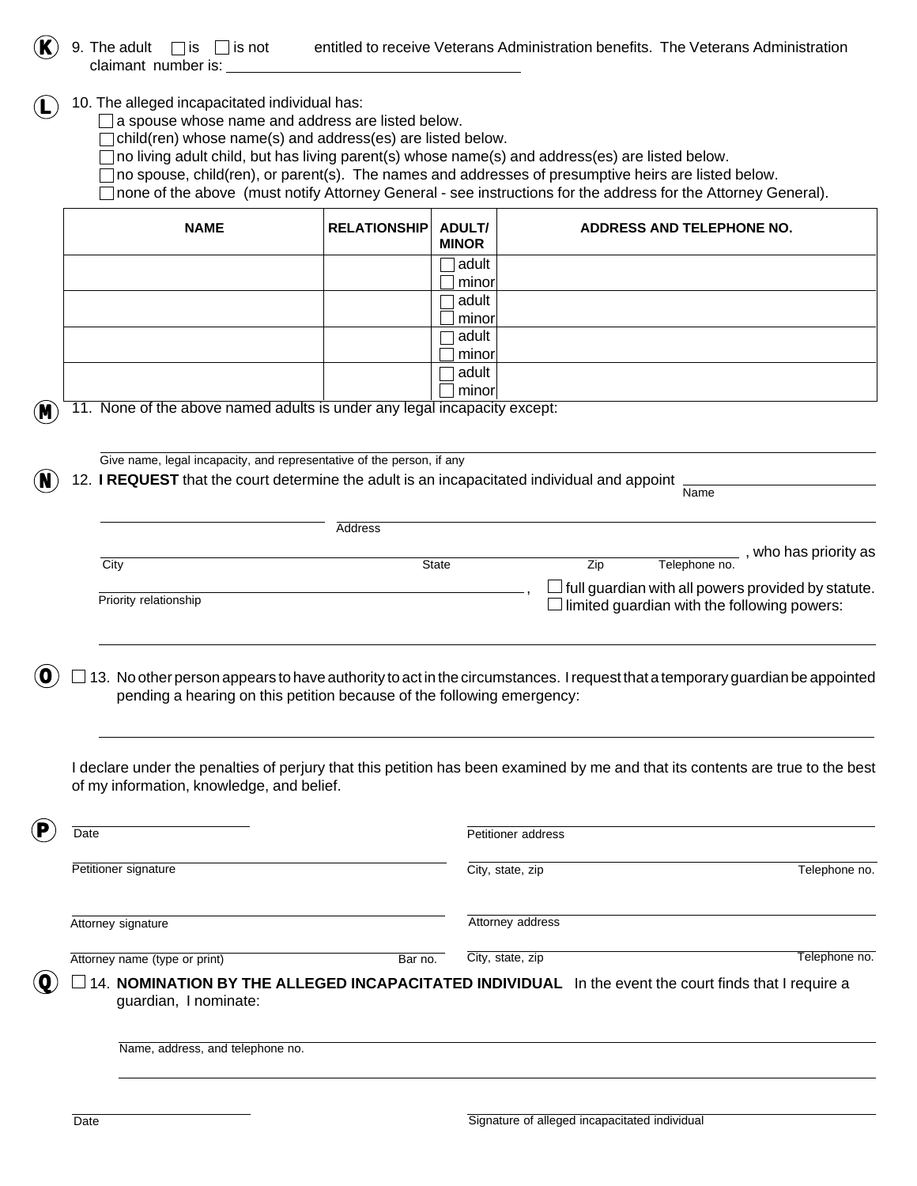(K) 9. The adult ☐ is ☐ is not entitled to receive Veterans Administration benefits. The Veterans Administration claimant number is: ______________________________

(L) 10. The alleged incapacitated individual has:

- ☐ a spouse whose name and address are listed below.
- ☐ child(ren) whose name(s) and address(es) are listed below.
- ☐ no living adult child, but has living parent(s) whose name(s) and address(es) are listed below.
- ☐ no spouse, child(ren), or parent(s). The names and addresses of presumptive heirs are listed below.
- ☐ none of the above (must notify Attorney General - see instructions for the address for the Attorney General).

| NAME | RELATIONSHIP | ADULT/ MINOR | ADDRESS AND TELEPHONE NO. |
|---|---|---|---|
| | | ☐ adult ☐ minor | |
| | | ☐ adult ☐ minor | |
| | | ☐ adult ☐ minor | |
| | | ☐ adult ☐ minor | |

(M) 11. None of the above named adults is under any legal incapacity except:

______________________________
Give name, legal incapacity, and representative of the person, if any

(N) 12. **I REQUEST** that the court determine the adult is an incapacitated individual and appoint ______________________________
Name

______________________________
Address

______________________________ , who has priority as
City State Zip Telephone no.

______________________________ , ☐ full guardian with all powers provided by statute.
Priority relationship ☐ limited guardian with the following powers:

______________________________

(O) ☐ 13. No other person appears to have authority to act in the circumstances. I request that a temporary guardian be appointed pending a hearing on this petition because of the following emergency:

______________________________

I declare under the penalties of perjury that this petition has been examined by me and that its contents are true to the best of my information, knowledge, and belief.

(P)

______________________________
Date

______________________________
Petitioner signature

______________________________
Petitioner address

______________________________
City, state, zip Telephone no.

______________________________
Attorney signature

______________________________
Attorney name (type or print) Bar no.

______________________________
Attorney address

______________________________
City, state, zip Telephone no.

(Q) ☐ 14. **NOMINATION BY THE ALLEGED INCAPACITATED INDIVIDUAL** In the event the court finds that I require a guardian, I nominate:

______________________________
Name, address, and telephone no.

______________________________

______________________________
Date

______________________________
Signature of alleged incapacitated individual